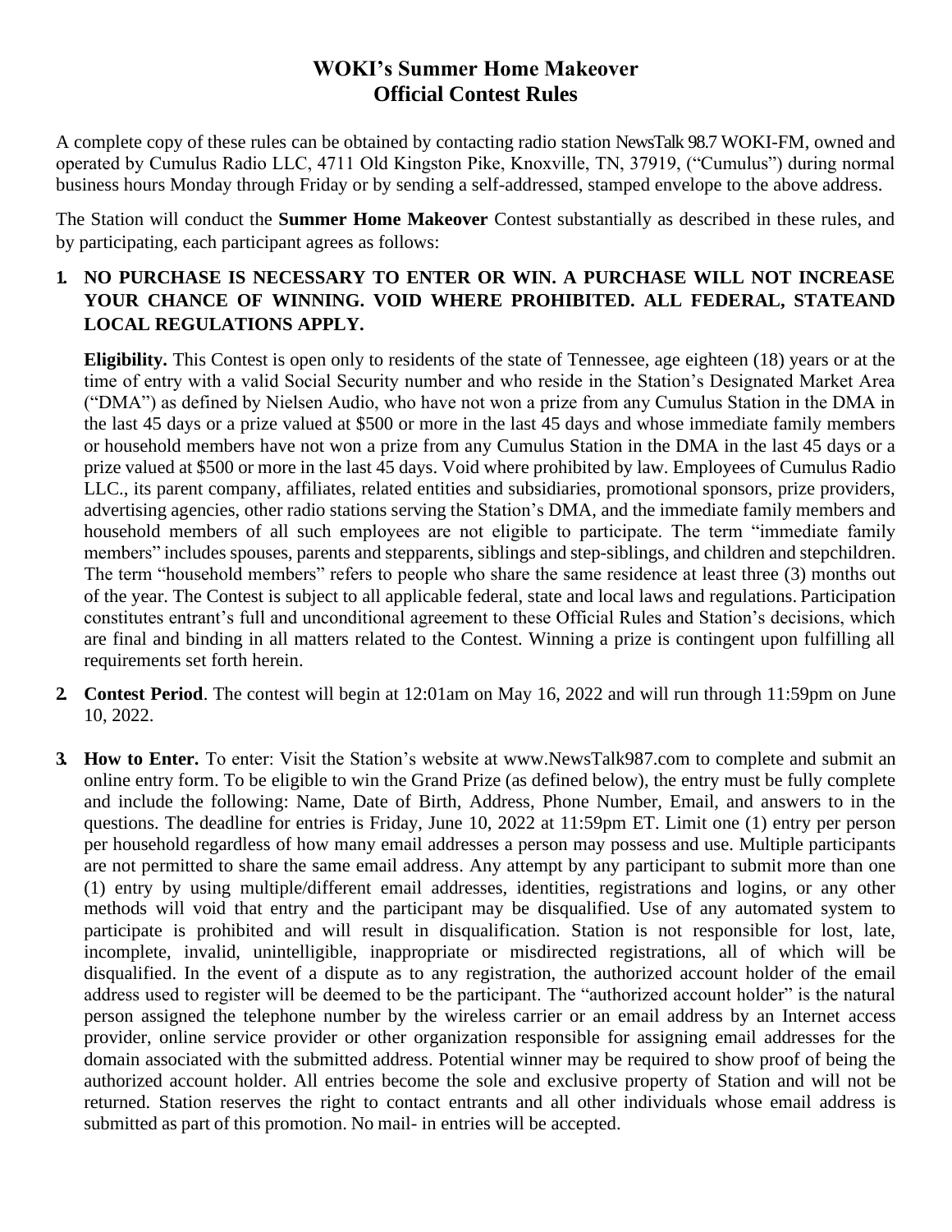# WOKI's Summer Home Makeover
# Official Contest Rules

A complete copy of these rules can be obtained by contacting radio station NewsTalk 98.7 WOKI-FM, owned and operated by Cumulus Radio LLC, 4711 Old Kingston Pike, Knoxville, TN, 37919, ("Cumulus") during normal business hours Monday through Friday or by sending a self-addressed, stamped envelope to the above address.

The Station will conduct the **Summer Home Makeover** Contest substantially as described in these rules, and by participating, each participant agrees as follows:

1. **NO PURCHASE IS NECESSARY TO ENTER OR WIN. A PURCHASE WILL NOT INCREASE YOUR CHANCE OF WINNING. VOID WHERE PROHIBITED. ALL FEDERAL, STATEAND LOCAL REGULATIONS APPLY.**

   **Eligibility.** This Contest is open only to residents of the state of Tennessee, age eighteen (18) years or at the time of entry with a valid Social Security number and who reside in the Station's Designated Market Area ("DMA") as defined by Nielsen Audio, who have not won a prize from any Cumulus Station in the DMA in the last 45 days or a prize valued at $500 or more in the last 45 days and whose immediate family members or household members have not won a prize from any Cumulus Station in the DMA in the last 45 days or a prize valued at $500 or more in the last 45 days. Void where prohibited by law. Employees of Cumulus Radio LLC., its parent company, affiliates, related entities and subsidiaries, promotional sponsors, prize providers, advertising agencies, other radio stations serving the Station's DMA, and the immediate family members and household members of all such employees are not eligible to participate. The term "immediate family members" includes spouses, parents and stepparents, siblings and step-siblings, and children and stepchildren. The term "household members" refers to people who share the same residence at least three (3) months out of the year. The Contest is subject to all applicable federal, state and local laws and regulations. Participation constitutes entrant's full and unconditional agreement to these Official Rules and Station's decisions, which are final and binding in all matters related to the Contest. Winning a prize is contingent upon fulfilling all requirements set forth herein.

2. **Contest Period**. The contest will begin at 12:01am on May 16, 2022 and will run through 11:59pm on June 10, 2022.

3. **How to Enter.** To enter: Visit the Station's website at www.NewsTalk987.com to complete and submit an online entry form. To be eligible to win the Grand Prize (as defined below), the entry must be fully complete and include the following: Name, Date of Birth, Address, Phone Number, Email, and answers to in the questions. The deadline for entries is Friday, June 10, 2022 at 11:59pm ET. Limit one (1) entry per person per household regardless of how many email addresses a person may possess and use. Multiple participants are not permitted to share the same email address. Any attempt by any participant to submit more than one (1) entry by using multiple/different email addresses, identities, registrations and logins, or any other methods will void that entry and the participant may be disqualified. Use of any automated system to participate is prohibited and will result in disqualification. Station is not responsible for lost, late, incomplete, invalid, unintelligible, inappropriate or misdirected registrations, all of which will be disqualified. In the event of a dispute as to any registration, the authorized account holder of the email address used to register will be deemed to be the participant. The "authorized account holder" is the natural person assigned the telephone number by the wireless carrier or an email address by an Internet access provider, online service provider or other organization responsible for assigning email addresses for the domain associated with the submitted address. Potential winner may be required to show proof of being the authorized account holder. All entries become the sole and exclusive property of Station and will not be returned. Station reserves the right to contact entrants and all other individuals whose email address is submitted as part of this promotion. No mail- in entries will be accepted.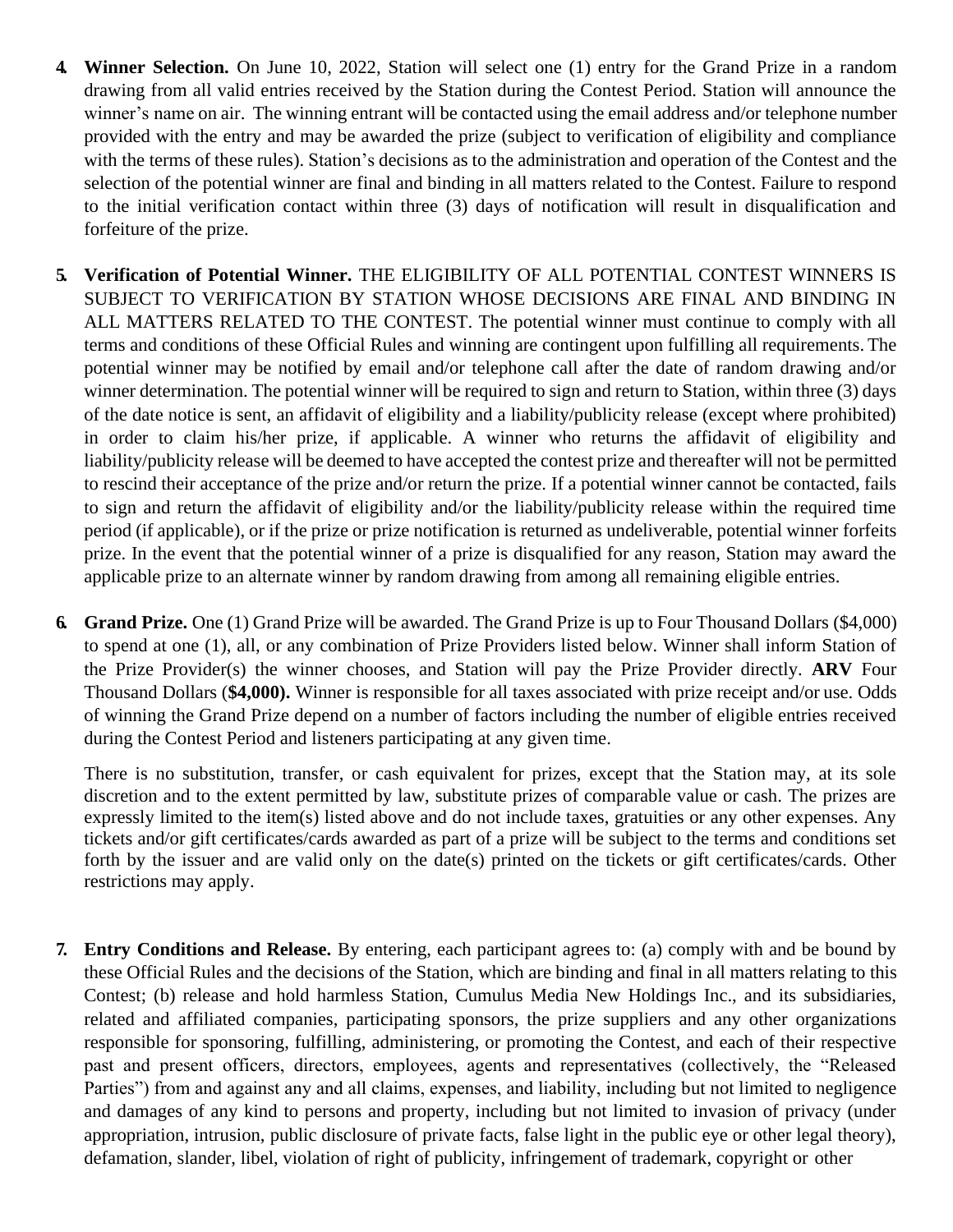4. **Winner Selection.** On June 10, 2022, Station will select one (1) entry for the Grand Prize in a random drawing from all valid entries received by the Station during the Contest Period. Station will announce the winner's name on air. The winning entrant will be contacted using the email address and/or telephone number provided with the entry and may be awarded the prize (subject to verification of eligibility and compliance with the terms of these rules). Station's decisions as to the administration and operation of the Contest and the selection of the potential winner are final and binding in all matters related to the Contest. Failure to respond to the initial verification contact within three (3) days of notification will result in disqualification and forfeiture of the prize.

5. **Verification of Potential Winner.** THE ELIGIBILITY OF ALL POTENTIAL CONTEST WINNERS IS SUBJECT TO VERIFICATION BY STATION WHOSE DECISIONS ARE FINAL AND BINDING IN ALL MATTERS RELATED TO THE CONTEST. The potential winner must continue to comply with all terms and conditions of these Official Rules and winning are contingent upon fulfilling all requirements. The potential winner may be notified by email and/or telephone call after the date of random drawing and/or winner determination. The potential winner will be required to sign and return to Station, within three (3) days of the date notice is sent, an affidavit of eligibility and a liability/publicity release (except where prohibited) in order to claim his/her prize, if applicable. A winner who returns the affidavit of eligibility and liability/publicity release will be deemed to have accepted the contest prize and thereafter will not be permitted to rescind their acceptance of the prize and/or return the prize. If a potential winner cannot be contacted, fails to sign and return the affidavit of eligibility and/or the liability/publicity release within the required time period (if applicable), or if the prize or prize notification is returned as undeliverable, potential winner forfeits prize. In the event that the potential winner of a prize is disqualified for any reason, Station may award the applicable prize to an alternate winner by random drawing from among all remaining eligible entries.

6. **Grand Prize.** One (1) Grand Prize will be awarded. The Grand Prize is up to Four Thousand Dollars ($4,000) to spend at one (1), all, or any combination of Prize Providers listed below. Winner shall inform Station of the Prize Provider(s) the winner chooses, and Station will pay the Prize Provider directly. **ARV** Four Thousand Dollars (**$4,000).** Winner is responsible for all taxes associated with prize receipt and/or use. Odds of winning the Grand Prize depend on a number of factors including the number of eligible entries received during the Contest Period and listeners participating at any given time.

   There is no substitution, transfer, or cash equivalent for prizes, except that the Station may, at its sole discretion and to the extent permitted by law, substitute prizes of comparable value or cash. The prizes are expressly limited to the item(s) listed above and do not include taxes, gratuities or any other expenses. Any tickets and/or gift certificates/cards awarded as part of a prize will be subject to the terms and conditions set forth by the issuer and are valid only on the date(s) printed on the tickets or gift certificates/cards. Other restrictions may apply.

7. **Entry Conditions and Release.** By entering, each participant agrees to: (a) comply with and be bound by these Official Rules and the decisions of the Station, which are binding and final in all matters relating to this Contest; (b) release and hold harmless Station, Cumulus Media New Holdings Inc., and its subsidiaries, related and affiliated companies, participating sponsors, the prize suppliers and any other organizations responsible for sponsoring, fulfilling, administering, or promoting the Contest, and each of their respective past and present officers, directors, employees, agents and representatives (collectively, the "Released Parties") from and against any and all claims, expenses, and liability, including but not limited to negligence and damages of any kind to persons and property, including but not limited to invasion of privacy (under appropriation, intrusion, public disclosure of private facts, false light in the public eye or other legal theory), defamation, slander, libel, violation of right of publicity, infringement of trademark, copyright or other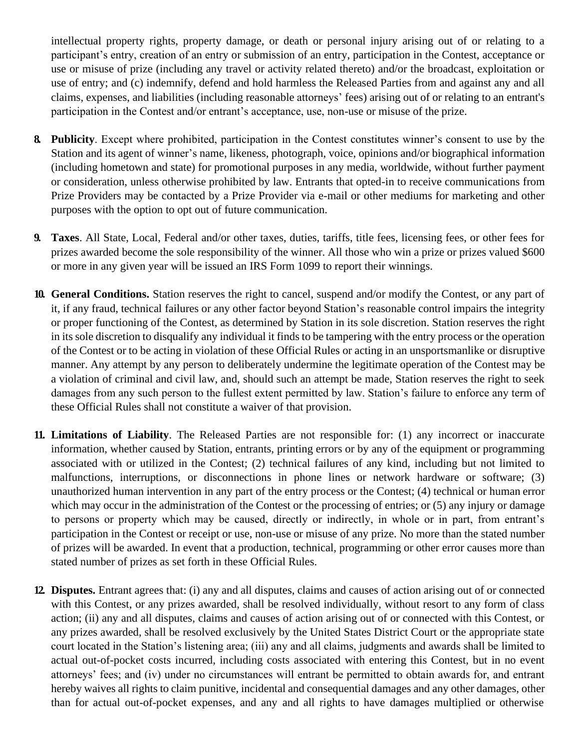intellectual property rights, property damage, or death or personal injury arising out of or relating to a participant's entry, creation of an entry or submission of an entry, participation in the Contest, acceptance or use or misuse of prize (including any travel or activity related thereto) and/or the broadcast, exploitation or use of entry; and (c) indemnify, defend and hold harmless the Released Parties from and against any and all claims, expenses, and liabilities (including reasonable attorneys' fees) arising out of or relating to an entrant's participation in the Contest and/or entrant's acceptance, use, non-use or misuse of the prize.

8. **Publicity**. Except where prohibited, participation in the Contest constitutes winner's consent to use by the Station and its agent of winner's name, likeness, photograph, voice, opinions and/or biographical information (including hometown and state) for promotional purposes in any media, worldwide, without further payment or consideration, unless otherwise prohibited by law. Entrants that opted-in to receive communications from Prize Providers may be contacted by a Prize Provider via e-mail or other mediums for marketing and other purposes with the option to opt out of future communication.

9. **Taxes**. All State, Local, Federal and/or other taxes, duties, tariffs, title fees, licensing fees, or other fees for prizes awarded become the sole responsibility of the winner. All those who win a prize or prizes valued $600 or more in any given year will be issued an IRS Form 1099 to report their winnings.

10. **General Conditions.** Station reserves the right to cancel, suspend and/or modify the Contest, or any part of it, if any fraud, technical failures or any other factor beyond Station's reasonable control impairs the integrity or proper functioning of the Contest, as determined by Station in its sole discretion. Station reserves the right in its sole discretion to disqualify any individual it finds to be tampering with the entry process or the operation of the Contest or to be acting in violation of these Official Rules or acting in an unsportsmanlike or disruptive manner. Any attempt by any person to deliberately undermine the legitimate operation of the Contest may be a violation of criminal and civil law, and, should such an attempt be made, Station reserves the right to seek damages from any such person to the fullest extent permitted by law. Station's failure to enforce any term of these Official Rules shall not constitute a waiver of that provision.

11. **Limitations of Liability**. The Released Parties are not responsible for: (1) any incorrect or inaccurate information, whether caused by Station, entrants, printing errors or by any of the equipment or programming associated with or utilized in the Contest; (2) technical failures of any kind, including but not limited to malfunctions, interruptions, or disconnections in phone lines or network hardware or software; (3) unauthorized human intervention in any part of the entry process or the Contest; (4) technical or human error which may occur in the administration of the Contest or the processing of entries; or (5) any injury or damage to persons or property which may be caused, directly or indirectly, in whole or in part, from entrant's participation in the Contest or receipt or use, non-use or misuse of any prize. No more than the stated number of prizes will be awarded. In event that a production, technical, programming or other error causes more than stated number of prizes as set forth in these Official Rules.

12. **Disputes.** Entrant agrees that: (i) any and all disputes, claims and causes of action arising out of or connected with this Contest, or any prizes awarded, shall be resolved individually, without resort to any form of class action; (ii) any and all disputes, claims and causes of action arising out of or connected with this Contest, or any prizes awarded, shall be resolved exclusively by the United States District Court or the appropriate state court located in the Station's listening area; (iii) any and all claims, judgments and awards shall be limited to actual out-of-pocket costs incurred, including costs associated with entering this Contest, but in no event attorneys' fees; and (iv) under no circumstances will entrant be permitted to obtain awards for, and entrant hereby waives all rights to claim punitive, incidental and consequential damages and any other damages, other than for actual out-of-pocket expenses, and any and all rights to have damages multiplied or otherwise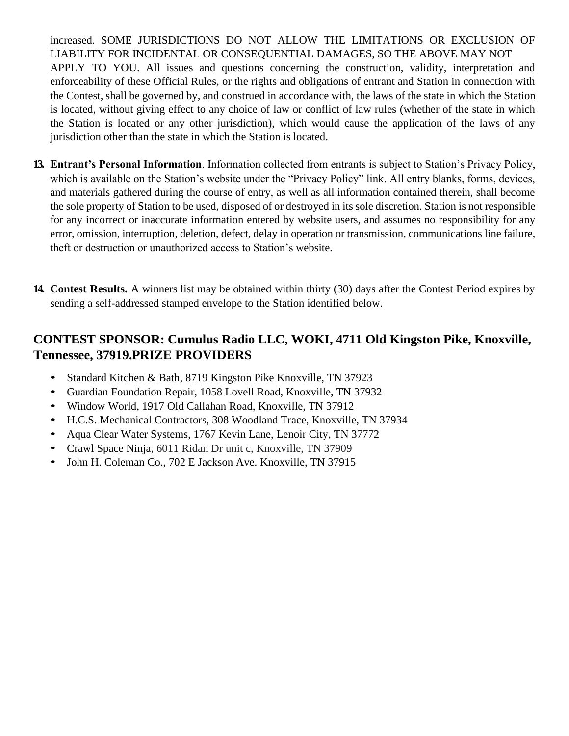increased. SOME JURISDICTIONS DO NOT ALLOW THE LIMITATIONS OR EXCLUSION OF LIABILITY FOR INCIDENTAL OR CONSEQUENTIAL DAMAGES, SO THE ABOVE MAY NOT APPLY TO YOU. All issues and questions concerning the construction, validity, interpretation and enforceability of these Official Rules, or the rights and obligations of entrant and Station in connection with the Contest, shall be governed by, and construed in accordance with, the laws of the state in which the Station is located, without giving effect to any choice of law or conflict of law rules (whether of the state in which the Station is located or any other jurisdiction), which would cause the application of the laws of any jurisdiction other than the state in which the Station is located.

13. **Entrant's Personal Information**. Information collected from entrants is subject to Station's Privacy Policy, which is available on the Station's website under the "Privacy Policy" link. All entry blanks, forms, devices, and materials gathered during the course of entry, as well as all information contained therein, shall become the sole property of Station to be used, disposed of or destroyed in its sole discretion. Station is not responsible for any incorrect or inaccurate information entered by website users, and assumes no responsibility for any error, omission, interruption, deletion, defect, delay in operation or transmission, communications line failure, theft or destruction or unauthorized access to Station's website.

14. **Contest Results.** A winners list may be obtained within thirty (30) days after the Contest Period expires by sending a self-addressed stamped envelope to the Station identified below.

## CONTEST SPONSOR: Cumulus Radio LLC, WOKI, 4711 Old Kingston Pike, Knoxville, Tennessee, 37919.PRIZE PROVIDERS

- Standard Kitchen & Bath, 8719 Kingston Pike Knoxville, TN 37923
- Guardian Foundation Repair, 1058 Lovell Road, Knoxville, TN 37932
- Window World, 1917 Old Callahan Road, Knoxville, TN 37912
- H.C.S. Mechanical Contractors, 308 Woodland Trace, Knoxville, TN 37934
- Aqua Clear Water Systems, 1767 Kevin Lane, Lenoir City, TN 37772
- Crawl Space Ninja, 6011 Ridan Dr unit c, Knoxville, TN 37909
- John H. Coleman Co., 702 E Jackson Ave. Knoxville, TN 37915